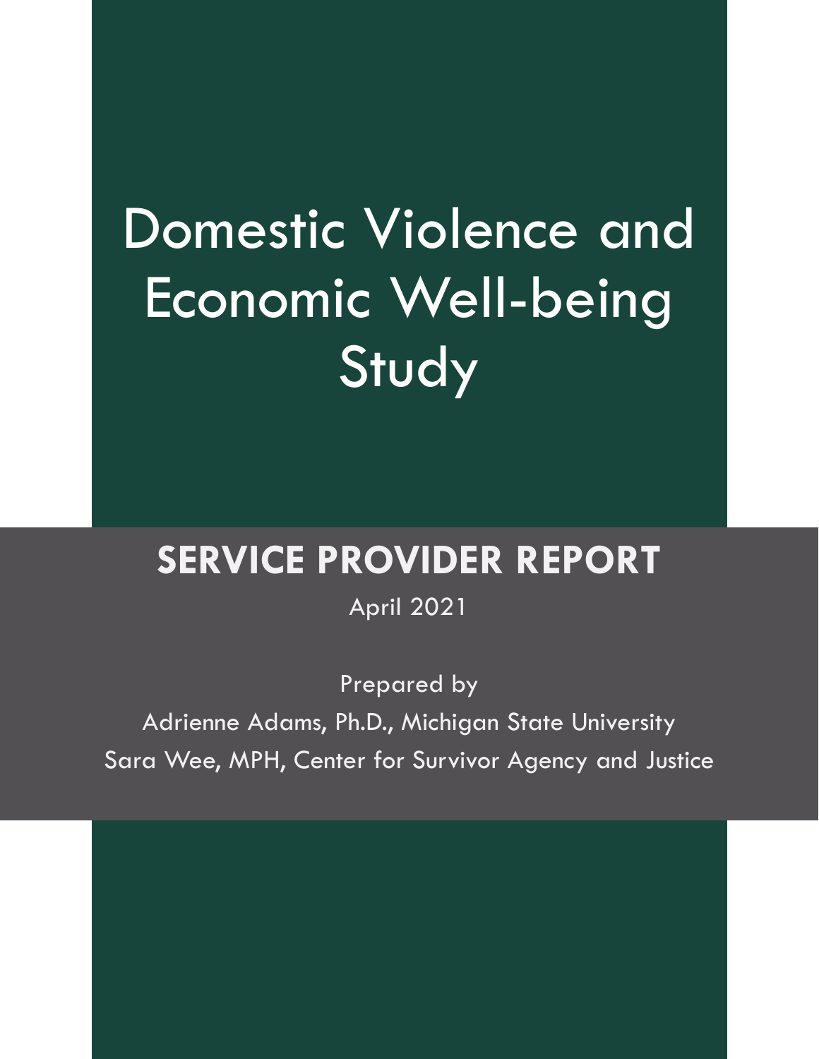# Domestic Violence and Economic Well-being Study

## SERVICE PROVIDER REPORT

April 2021

Prepared by

Adrienne Adams, Ph.D., Michigan State University

Sara Wee, MPH, Center for Survivor Agency and Justice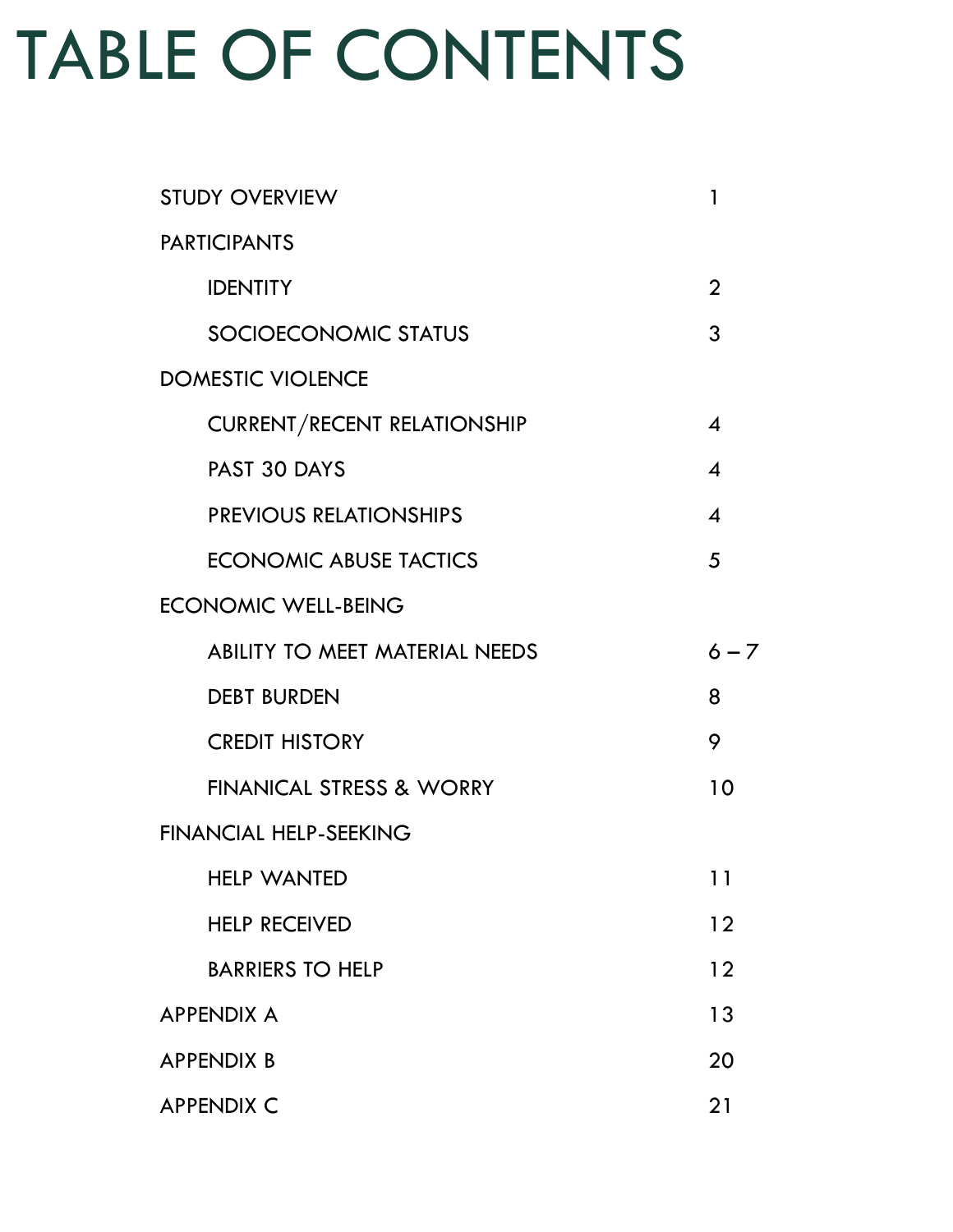# TABLE OF CONTENTS

| | |
|---|---|
| STUDY OVERVIEW | 1 |
| PARTICIPANTS | |
| IDENTITY | 2 |
| SOCIOECONOMIC STATUS | 3 |
| DOMESTIC VIOLENCE | |
| CURRENT/RECENT RELATIONSHIP | 4 |
| PAST 30 DAYS | 4 |
| PREVIOUS RELATIONSHIPS | 4 |
| ECONOMIC ABUSE TACTICS | 5 |
| ECONOMIC WELL-BEING | |
| ABILITY TO MEET MATERIAL NEEDS | 6 – 7 |
| DEBT BURDEN | 8 |
| CREDIT HISTORY | 9 |
| FINANICAL STRESS & WORRY | 10 |
| FINANCIAL HELP-SEEKING | |
| HELP WANTED | 11 |
| HELP RECEIVED | 12 |
| BARRIERS TO HELP | 12 |
| APPENDIX A | 13 |
| APPENDIX B | 20 |
| APPENDIX C | 21 |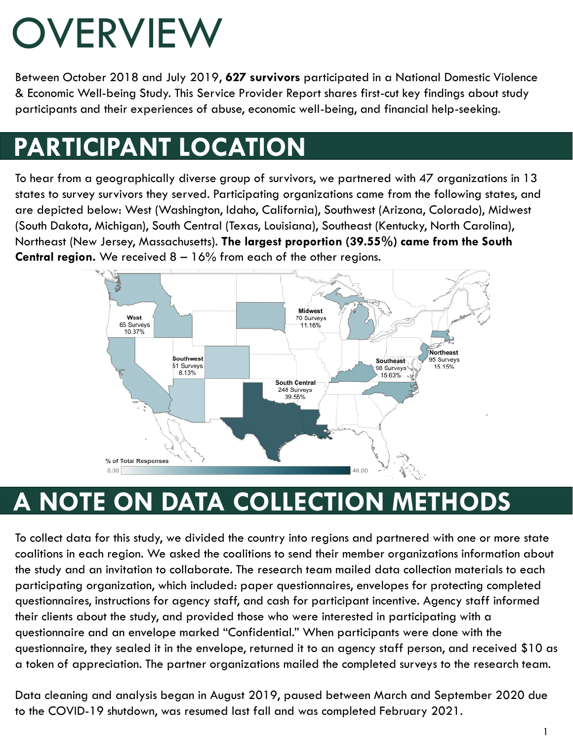# OVERVIEW

Between October 2018 and July 2019, **627 survivors** participated in a National Domestic Violence & Economic Well-being Study. This Service Provider Report shares first-cut key findings about study participants and their experiences of abuse, economic well-being, and financial help-seeking.

## PARTICIPANT LOCATION

To hear from a geographically diverse group of survivors, we partnered with 47 organizations in 13 states to survey survivors they served. Participating organizations came from the following states, and are depicted below: West (Washington, Idaho, California), Southwest (Arizona, Colorado), Midwest (South Dakota, Michigan), South Central (Texas, Louisiana), Southeast (Kentucky, North Carolina), Northeast (New Jersey, Massachusetts). **The largest proportion (39.55%) came from the South Central region.** We received 8 – 16% from each of the other regions.

West
65 Surveys
10.37%

Southwest
51 Surveys
8.13%

Midwest
70 Surveys
11.16%

South Central
248 Surveys
39.55%

Southeast
98 Surveys
15.63%

Northeast
95 Surveys
15.15%

% of Total Responses
0.00 – 40.00

## A NOTE ON DATA COLLECTION METHODS

To collect data for this study, we divided the country into regions and partnered with one or more state coalitions in each region. We asked the coalitions to send their member organizations information about the study and an invitation to collaborate. The research team mailed data collection materials to each participating organization, which included: paper questionnaires, envelopes for protecting completed questionnaires, instructions for agency staff, and cash for participant incentive. Agency staff informed their clients about the study, and provided those who were interested in participating with a questionnaire and an envelope marked "Confidential." When participants were done with the questionnaire, they sealed it in the envelope, returned it to an agency staff person, and received $10 as a token of appreciation. The partner organizations mailed the completed surveys to the research team.

Data cleaning and analysis began in August 2019, paused between March and September 2020 due to the COVID-19 shutdown, was resumed last fall and was completed February 2021.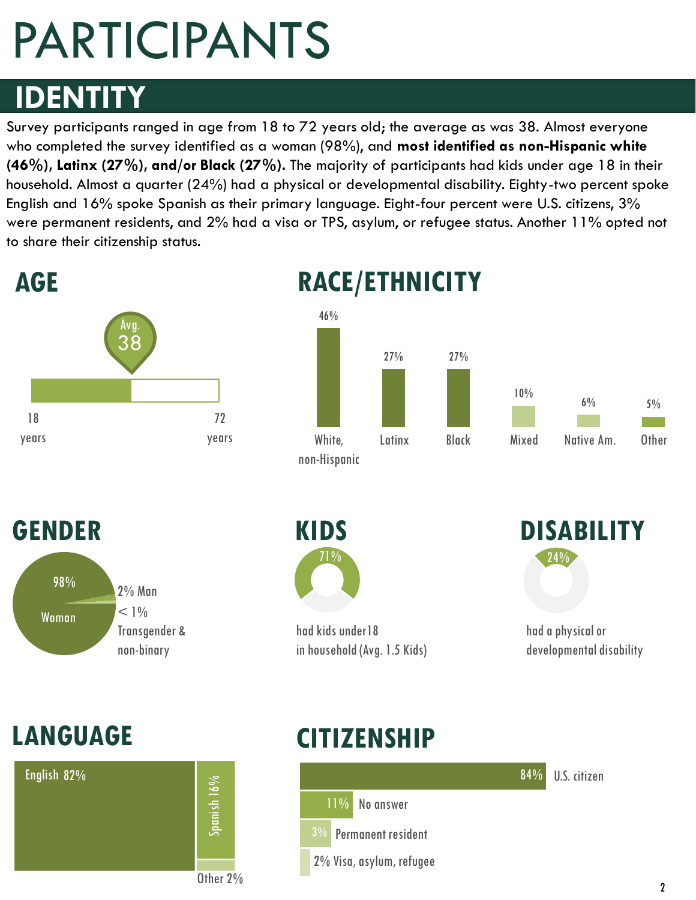# PARTICIPANTS

## IDENTITY

Survey participants ranged in age from 18 to 72 years old; the average as was 38. Almost everyone who completed the survey identified as a woman (98%), and **most identified as non-Hispanic white (46%), Latinx (27%), and/or Black (27%).** The majority of participants had kids under age 18 in their household. Almost a quarter (24%) had a physical or developmental disability. Eighty-two percent spoke English and 16% spoke Spanish as their primary language. Eight-four percent were U.S. citizens, 3% were permanent residents, and 2% had a visa or TPS, asylum, or refugee status. Another 11% opted not to share their citizenship status.

### AGE

Avg. 38

18 years – 72 years

### RACE/ETHNICITY

| White, non-Hispanic | Latinx | Black | Mixed | Native Am. | Other |
|---|---|---|---|---|---|
| 46% | 27% | 27% | 10% | 6% | 5% |

### GENDER

- 98% Woman
- 2% Man
- < 1% Transgender & non-binary

### KIDS

71% had kids under18 in household (Avg. 1.5 Kids)

### DISABILITY

24% had a physical or developmental disability

### LANGUAGE

- English 82%
- Spanish 16%
- Other 2%

### CITIZENSHIP

- 84% U.S. citizen
- 11% No answer
- 3% Permanent resident
- 2% Visa, asylum, refugee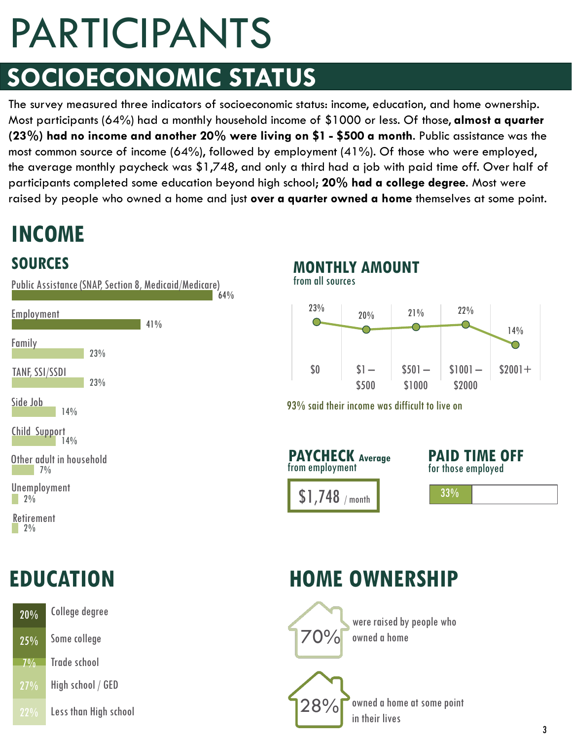# PARTICIPANTS

## SOCIOECONOMIC STATUS

The survey measured three indicators of socioeconomic status: income, education, and home ownership. Most participants (64%) had a monthly household income of $1000 or less. Of those, **almost a quarter (23%) had no income and another 20% were living on $1 - $500 a month**. Public assistance was the most common source of income (64%), followed by employment (41%). Of those who were employed, the average monthly paycheck was $1,748, and only a third had a job with paid time off. Over half of participants completed some education beyond high school; **20% had a college degree**. Most were raised by people who owned a home and just **over a quarter owned a home** themselves at some point.

## INCOME

### SOURCES

| Source | Percent |
|---|---|
| Public Assistance (SNAP, Section 8, Medicaid/Medicare) | 64% |
| Employment | 41% |
| Family | 23% |
| TANF, SSI/SSDI | 23% |
| Side Job | 14% |
| Child Support | 14% |
| Other adult in household | 7% |
| Unemployment | 2% |
| Retirement | 2% |

### MONTHLY AMOUNT

from all sources

| $0 | $1 – $500 | $501 – $1000 | $1001 – $2000 | $2001+ |
|---|---|---|---|---|
| 23% | 20% | 21% | 22% | 14% |

93% said their income was difficult to live on

### PAYCHECK Average

from employment

$1,748 / month

### PAID TIME OFF

for those employed

33%

## EDUCATION

| Percent | Level |
|---|---|
| 20% | College degree |
| 25% | Some college |
| 7% | Trade school |
| 27% | High school / GED |
| 22% | Less than High school |

## HOME OWNERSHIP

70% were raised by people who owned a home

28% owned a home at some point in their lives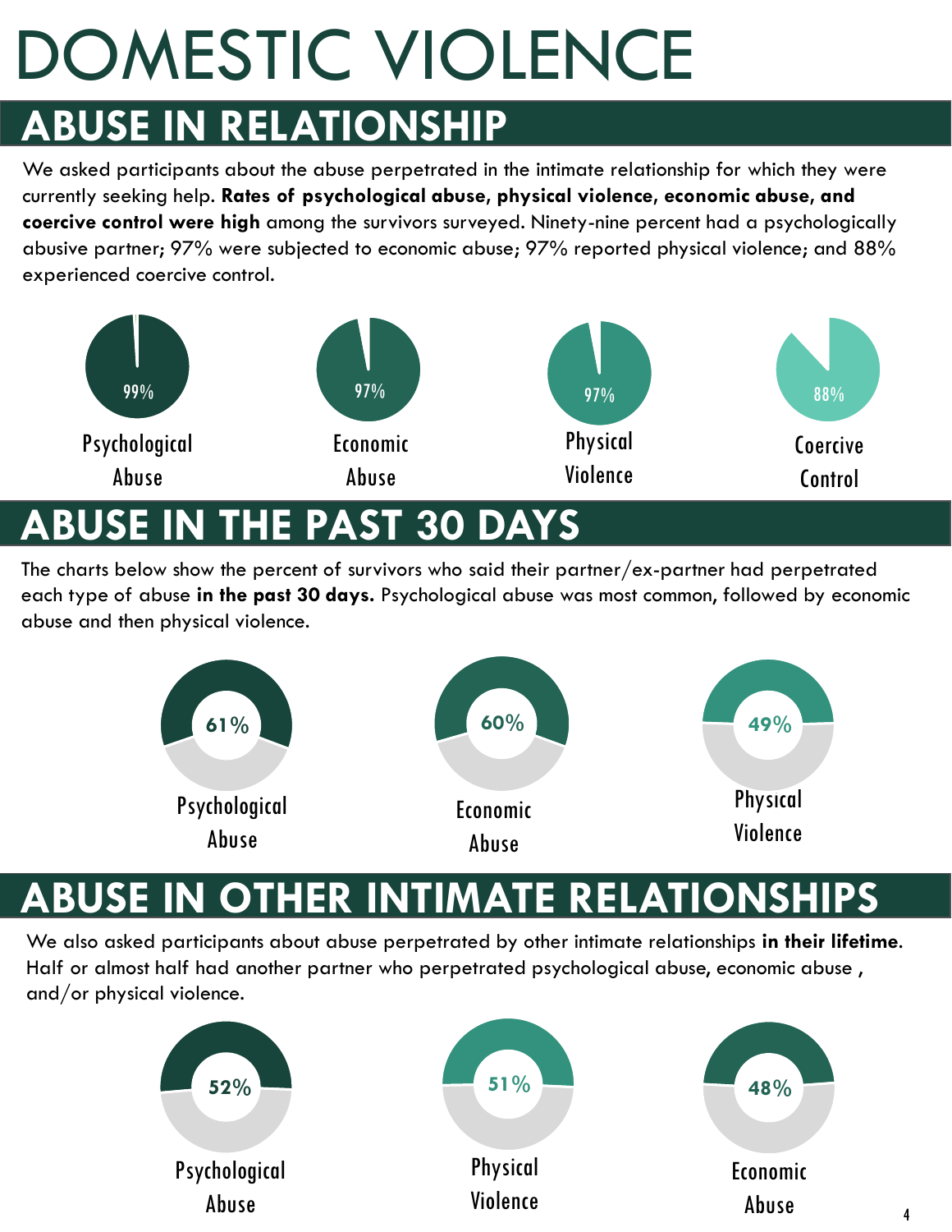# DOMESTIC VIOLENCE

## ABUSE IN RELATIONSHIP

We asked participants about the abuse perpetrated in the intimate relationship for which they were currently seeking help. **Rates of psychological abuse, physical violence, economic abuse, and coercive control were high** among the survivors surveyed. Ninety-nine percent had a psychologically abusive partner; 97% were subjected to economic abuse; 97% reported physical violence; and 88% experienced coercive control.

99%
Psychological Abuse

97%
Economic Abuse

97%
Physical Violence

88%
Coercive Control

## ABUSE IN THE PAST 30 DAYS

The charts below show the percent of survivors who said their partner/ex-partner had perpetrated each type of abuse **in the past 30 days.** Psychological abuse was most common, followed by economic abuse and then physical violence.

61%
Psychological Abuse

60%
Economic Abuse

49%
Physical Violence

## ABUSE IN OTHER INTIMATE RELATIONSHIPS

We also asked participants about abuse perpetrated by other intimate relationships **in their lifetime**. Half or almost half had another partner who perpetrated psychological abuse, economic abuse , and/or physical violence.

52%
Psychological Abuse

51%
Physical Violence

48%
Economic Abuse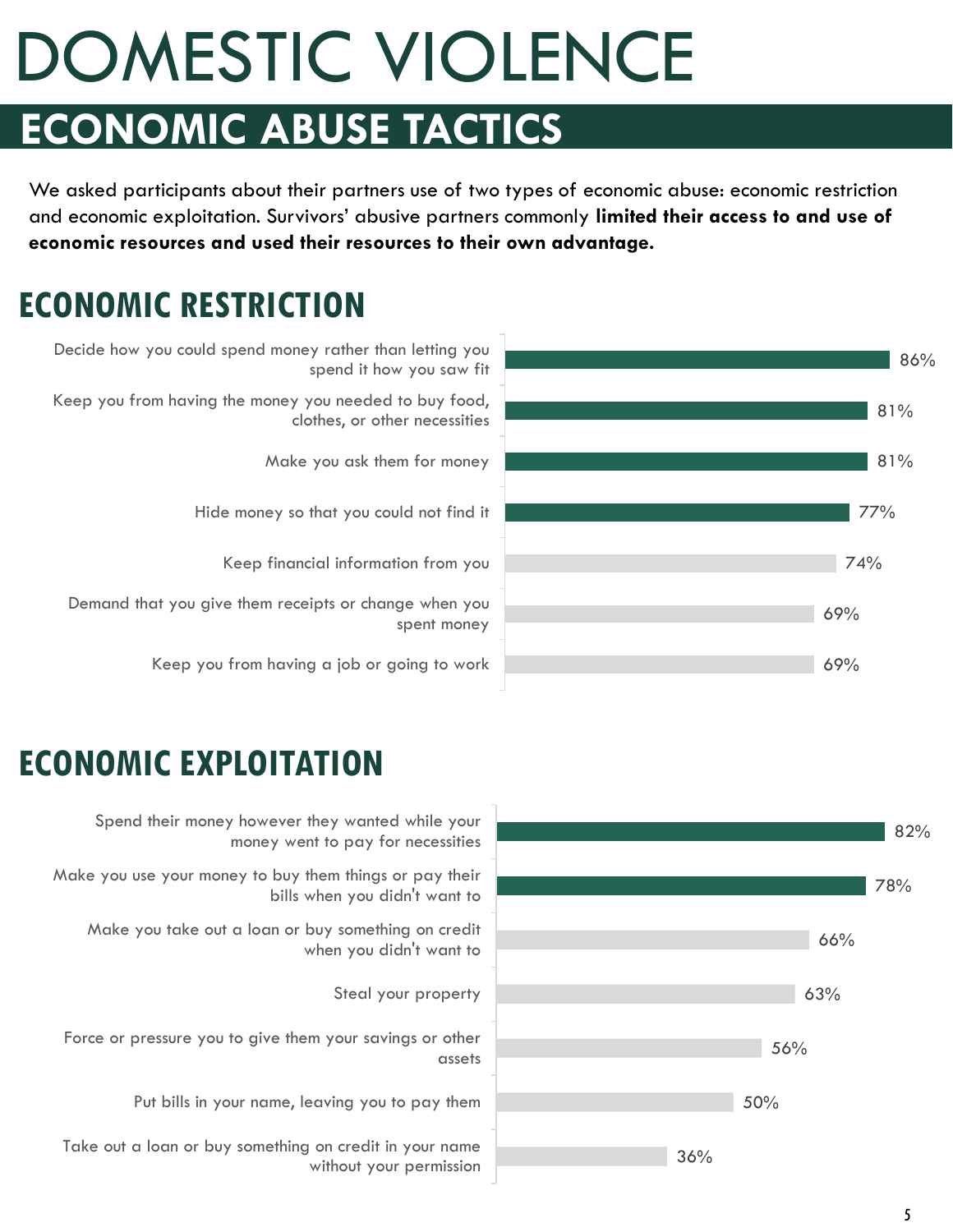# DOMESTIC VIOLENCE

## ECONOMIC ABUSE TACTICS

We asked participants about their partners use of two types of economic abuse: economic restriction and economic exploitation. Survivors' abusive partners commonly **limited their access to and use of economic resources and used their resources to their own advantage.**

### ECONOMIC RESTRICTION

| Tactic | Percentage |
| --- | --- |
| Decide how you could spend money rather than letting you spend it how you saw fit | 86% |
| Keep you from having the money you needed to buy food, clothes, or other necessities | 81% |
| Make you ask them for money | 81% |
| Hide money so that you could not find it | 77% |
| Keep financial information from you | 74% |
| Demand that you give them receipts or change when you spent money | 69% |
| Keep you from having a job or going to work | 69% |

### ECONOMIC EXPLOITATION

| Tactic | Percentage |
| --- | --- |
| Spend their money however they wanted while your money went to pay for necessities | 82% |
| Make you use your money to buy them things or pay their bills when you didn't want to | 78% |
| Make you take out a loan or buy something on credit when you didn't want to | 66% |
| Steal your property | 63% |
| Force or pressure you to give them your savings or other assets | 56% |
| Put bills in your name, leaving you to pay them | 50% |
| Take out a loan or buy something on credit in your name without your permission | 36% |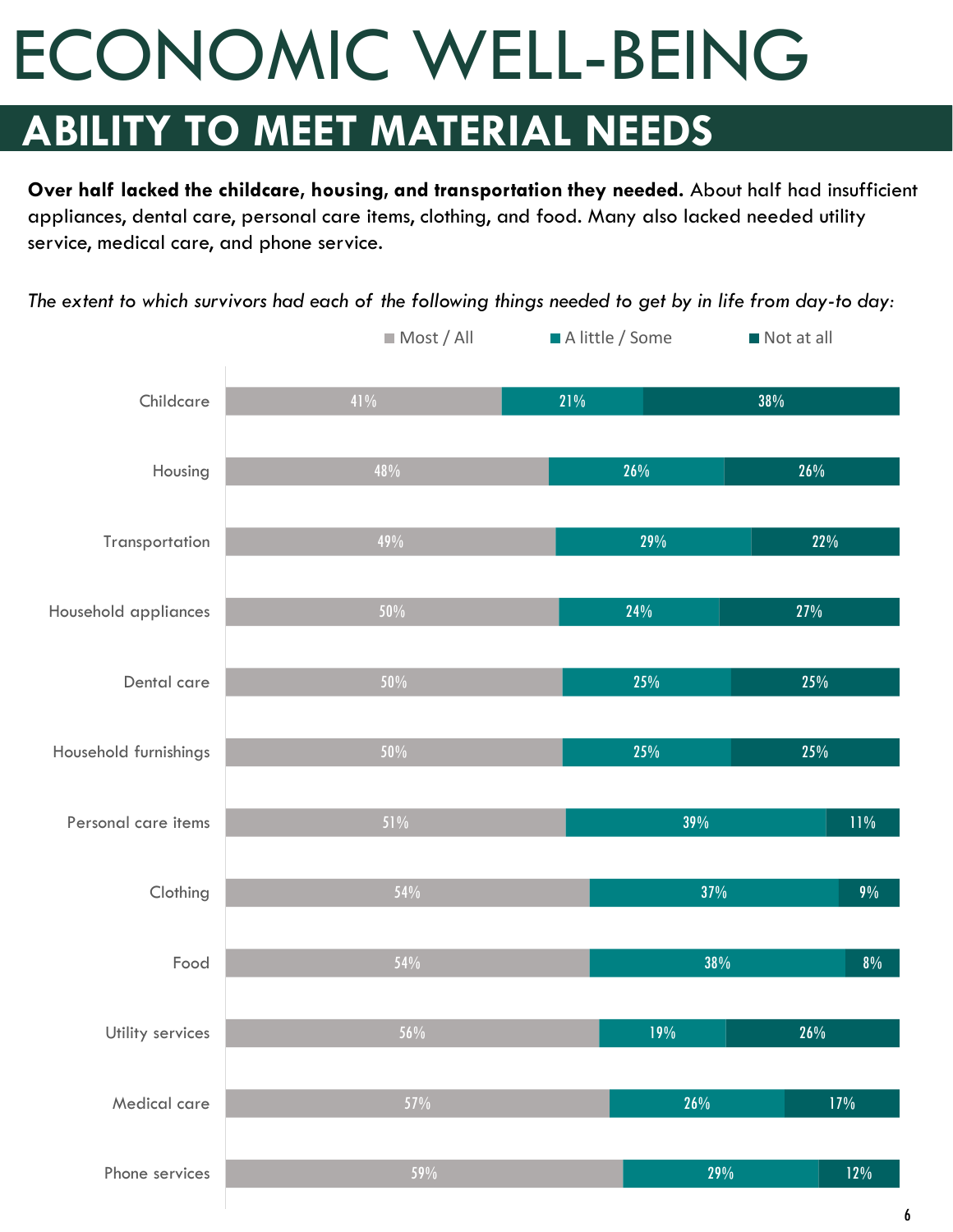# ECONOMIC WELL-BEING

## ABILITY TO MEET MATERIAL NEEDS

**Over half lacked the childcare, housing, and transportation they needed.** About half had insufficient appliances, dental care, personal care items, clothing, and food. Many also lacked needed utility service, medical care, and phone service.

*The extent to which survivors had each of the following things needed to get by in life from day-to day:*

| | Most / All | A little / Some | Not at all |
|---|---|---|---|
| Childcare | 41% | 21% | 38% |
| Housing | 48% | 26% | 26% |
| Transportation | 49% | 29% | 22% |
| Household appliances | 50% | 24% | 27% |
| Dental care | 50% | 25% | 25% |
| Household furnishings | 50% | 25% | 25% |
| Personal care items | 51% | 39% | 11% |
| Clothing | 54% | 37% | 9% |
| Food | 54% | 38% | 8% |
| Utility services | 56% | 19% | 26% |
| Medical care | 57% | 26% | 17% |
| Phone services | 59% | 29% | 12% |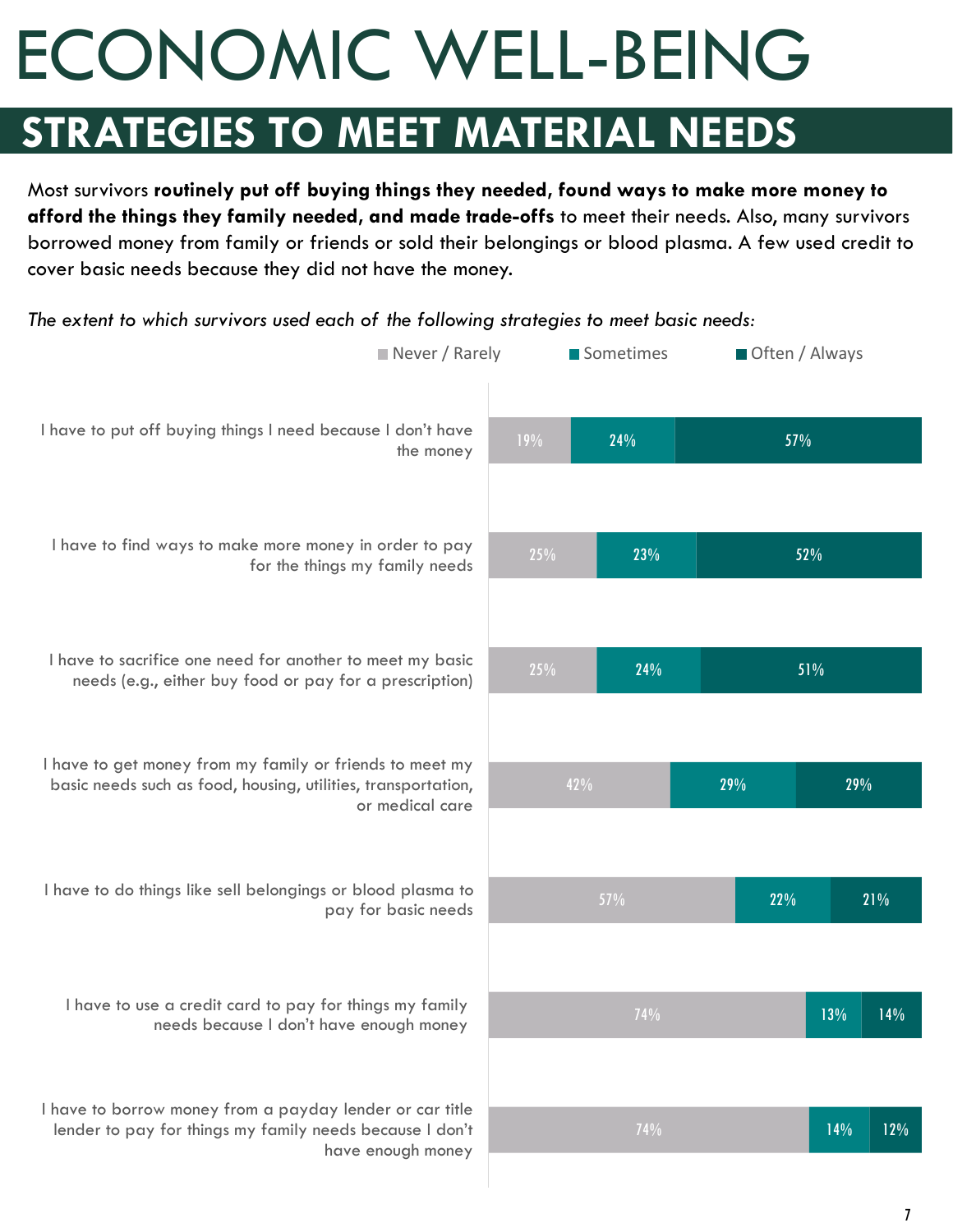# ECONOMIC WELL-BEING

## STRATEGIES TO MEET MATERIAL NEEDS

Most survivors **routinely put off buying things they needed, found ways to make more money to afford the things they family needed, and made trade-offs** to meet their needs. Also, many survivors borrowed money from family or friends or sold their belongings or blood plasma. A few used credit to cover basic needs because they did not have the money.

*The extent to which survivors used each of the following strategies to meet basic needs:*

| Strategy | Never / Rarely | Sometimes | Often / Always |
| --- | --- | --- | --- |
| I have to put off buying things I need because I don't have the money | 19% | 24% | 57% |
| I have to find ways to make more money in order to pay for the things my family needs | 25% | 23% | 52% |
| I have to sacrifice one need for another to meet my basic needs (e.g., either buy food or pay for a prescription) | 25% | 24% | 51% |
| I have to get money from my family or friends to meet my basic needs such as food, housing, utilities, transportation, or medical care | 42% | 29% | 29% |
| I have to do things like sell belongings or blood plasma to pay for basic needs | 57% | 22% | 21% |
| I have to use a credit card to pay for things my family needs because I don't have enough money | 74% | 13% | 14% |
| I have to borrow money from a payday lender or car title lender to pay for things my family needs because I don't have enough money | 74% | 14% | 12% |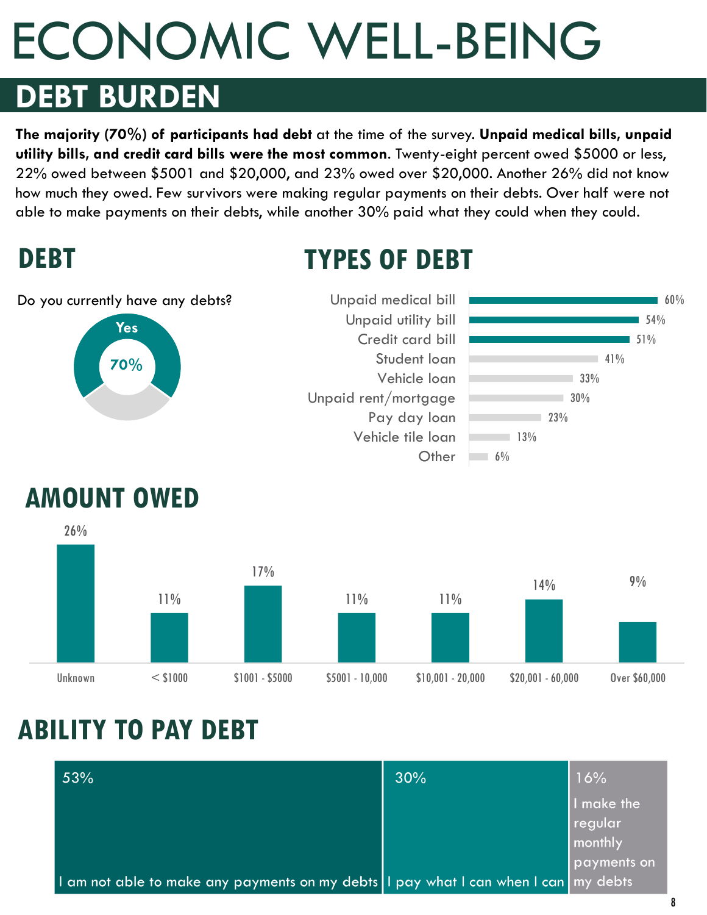# ECONOMIC WELL-BEING

## DEBT BURDEN

**The majority (70%) of participants had debt** at the time of the survey. **Unpaid medical bills, unpaid utility bills, and credit card bills were the most common**. Twenty-eight percent owed $5000 or less, 22% owed between $5001 and $20,000, and 23% owed over $20,000. Another 26% did not know how much they owed. Few survivors were making regular payments on their debts. Over half were not able to make payments on their debts, while another 30% paid what they could when they could.

### DEBT

Do you currently have any debts?

| Response | Percent |
|---|---|
| Yes | 70% |

### TYPES OF DEBT

| Type of debt | Percent |
|---|---|
| Unpaid medical bill | 60% |
| Unpaid utility bill | 54% |
| Credit card bill | 51% |
| Student loan | 41% |
| Vehicle loan | 33% |
| Unpaid rent/mortgage | 30% |
| Pay day loan | 23% |
| Vehicle tile loan | 13% |
| Other | 6% |

### AMOUNT OWED

| Amount | Percent |
|---|---|
| Unknown | 26% |
| < $1000 | 11% |
| $1001 - $5000 | 17% |
| $5001 - 10,000 | 11% |
| $10,001 - 20,000 | 11% |
| $20,001 - 60,000 | 14% |
| Over $60,000 | 9% |

### ABILITY TO PAY DEBT

| Response | Percent |
|---|---|
| I am not able to make any payments on my debts | 53% |
| I pay what I can when I can | 30% |
| I make the regular monthly payments on my debts | 16% |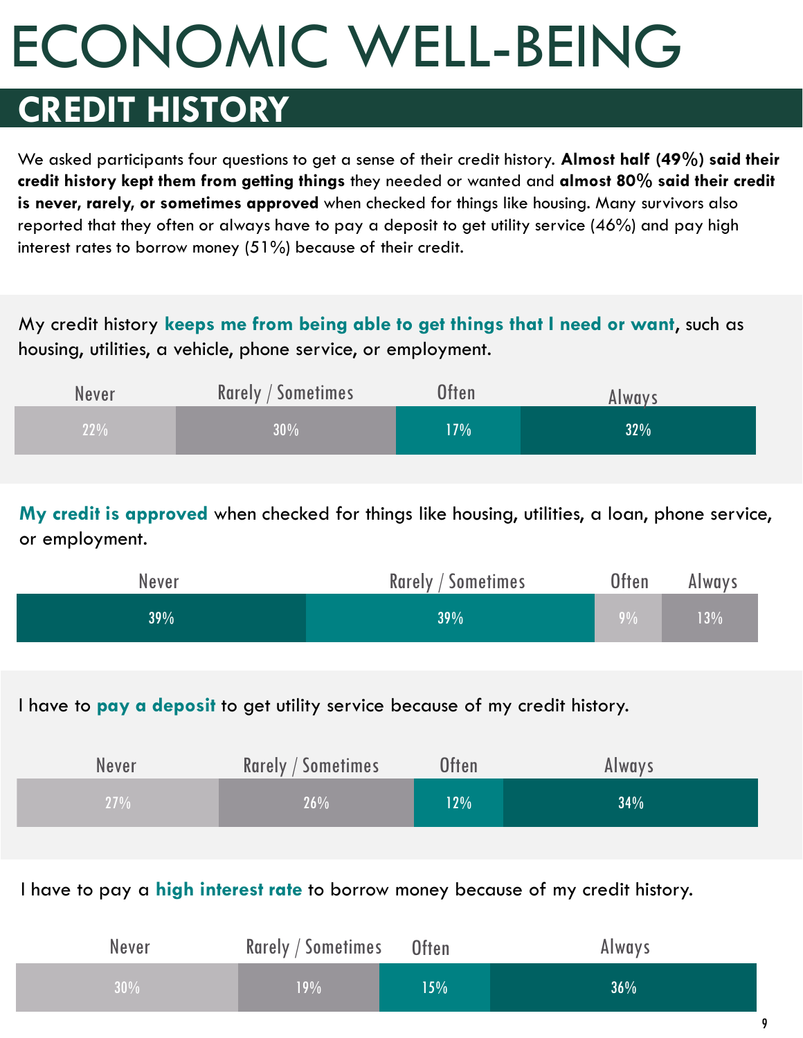# ECONOMIC WELL-BEING

## CREDIT HISTORY

We asked participants four questions to get a sense of their credit history. **Almost half (49%) said their credit history kept them from getting things** they needed or wanted and **almost 80% said their credit is never, rarely, or sometimes approved** when checked for things like housing. Many survivors also reported that they often or always have to pay a deposit to get utility service (46%) and pay high interest rates to borrow money (51%) because of their credit.

My credit history **keeps me from being able to get things that I need or want**, such as housing, utilities, a vehicle, phone service, or employment.

| Never | Rarely / Sometimes | Often | Always |
|---|---|---|---|
| 22% | 30% | 17% | 32% |

**My credit is approved** when checked for things like housing, utilities, a loan, phone service, or employment.

| Never | Rarely / Sometimes | Often | Always |
|---|---|---|---|
| 39% | 39% | 9% | 13% |

I have to **pay a deposit** to get utility service because of my credit history.

| Never | Rarely / Sometimes | Often | Always |
|---|---|---|---|
| 27% | 26% | 12% | 34% |

I have to pay a **high interest rate** to borrow money because of my credit history.

| Never | Rarely / Sometimes | Often | Always |
|---|---|---|---|
| 30% | 19% | 15% | 36% |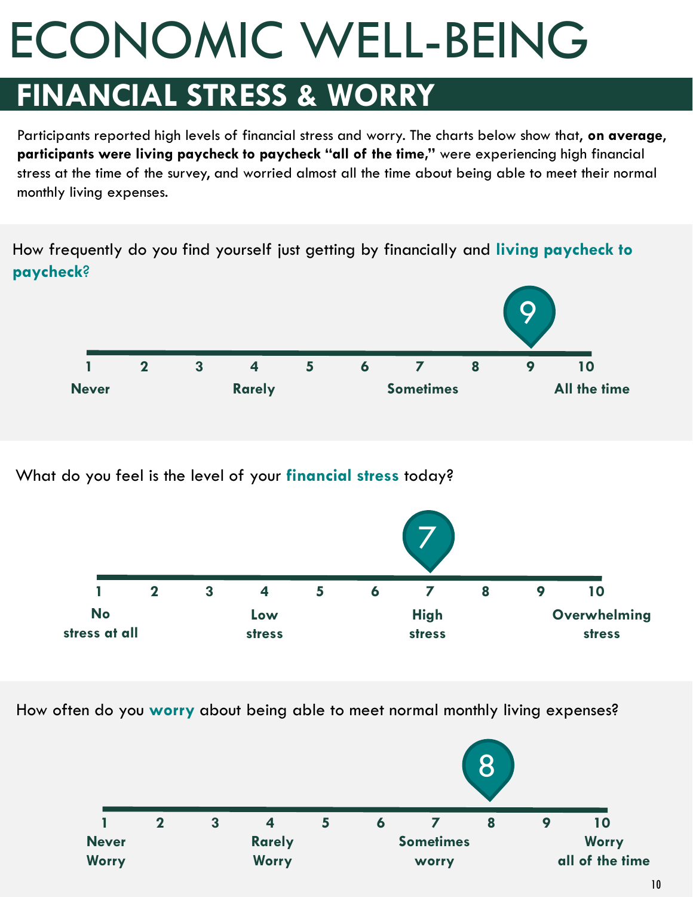# ECONOMIC WELL-BEING

## FINANCIAL STRESS & WORRY

Participants reported high levels of financial stress and worry. The charts below show that, **on average, participants were living paycheck to paycheck "all of the time,"** were experiencing high financial stress at the time of the survey, and worried almost all the time about being able to meet their normal monthly living expenses.

How frequently do you find yourself just getting by financially and **living paycheck to paycheck**?

9

| 1 | 2 | 3 | 4 | 5 | 6 | 7 | 8 | 9 | 10 |
|---|---|---|---|---|---|---|---|---|---|
| Never | | | Rarely | | | Sometimes | | | All the time |

What do you feel is the level of your **financial stress** today?

7

| 1 | 2 | 3 | 4 | 5 | 6 | 7 | 8 | 9 | 10 |
|---|---|---|---|---|---|---|---|---|---|
| No stress at all | | | Low stress | | | High stress | | | Overwhelming stress |

How often do you **worry** about being able to meet normal monthly living expenses?

8

| 1 | 2 | 3 | 4 | 5 | 6 | 7 | 8 | 9 | 10 |
|---|---|---|---|---|---|---|---|---|---|
| Never Worry | | | Rarely Worry | | | Sometimes worry | | | Worry all of the time |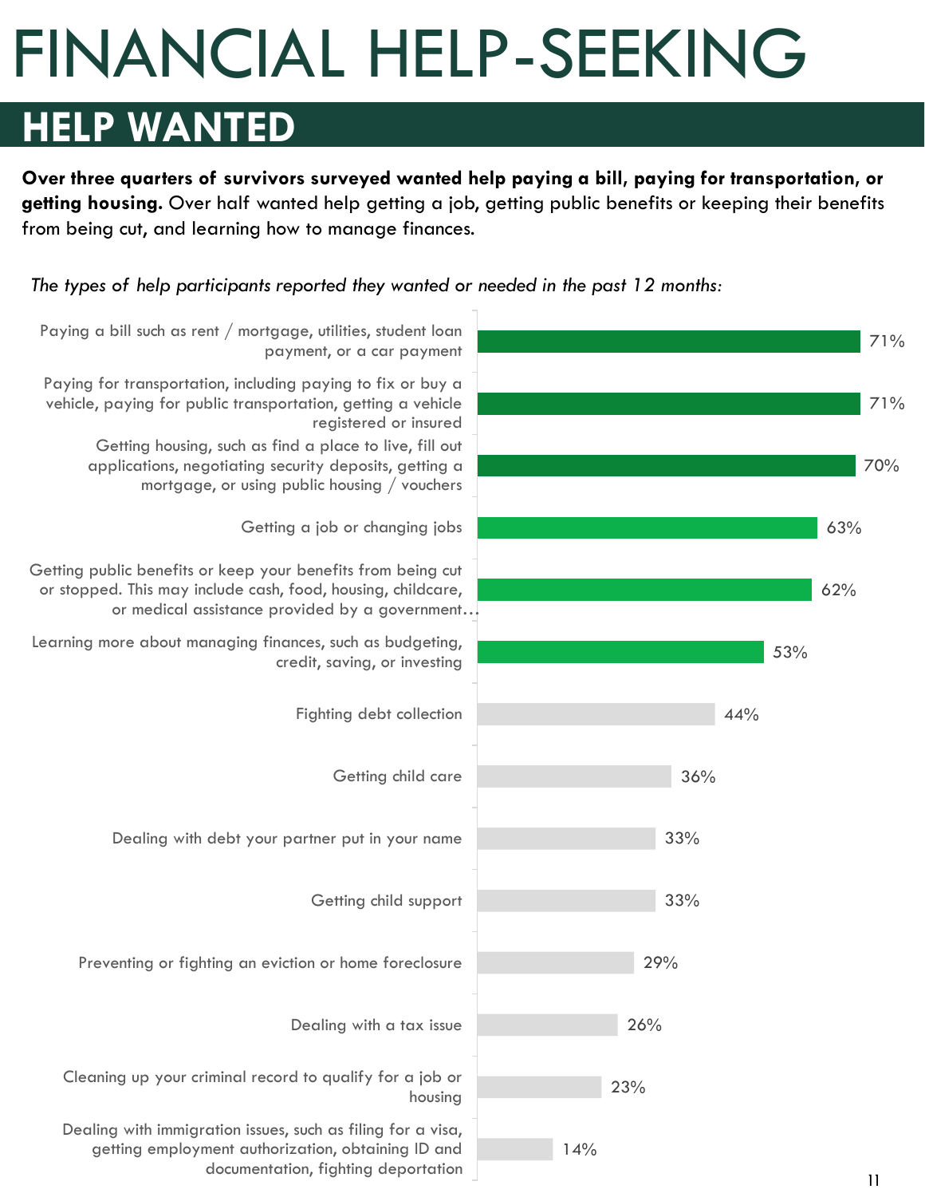# FINANCIAL HELP-SEEKING

## HELP WANTED

**Over three quarters of survivors surveyed wanted help paying a bill, paying for transportation, or getting housing.** Over half wanted help getting a job, getting public benefits or keeping their benefits from being cut, and learning how to manage finances.

*The types of help participants reported they wanted or needed in the past 12 months:*

| Type of help | Percent |
|---|---|
| Paying a bill such as rent / mortgage, utilities, student loan payment, or a car payment | 71% |
| Paying for transportation, including paying to fix or buy a vehicle, paying for public transportation, getting a vehicle registered or insured | 71% |
| Getting housing, such as find a place to live, fill out applications, negotiating security deposits, getting a mortgage, or using public housing / vouchers | 70% |
| Getting a job or changing jobs | 63% |
| Getting public benefits or keep your benefits from being cut or stopped. This may include cash, food, housing, childcare, or medical assistance provided by a government… | 62% |
| Learning more about managing finances, such as budgeting, credit, saving, or investing | 53% |
| Fighting debt collection | 44% |
| Getting child care | 36% |
| Dealing with debt your partner put in your name | 33% |
| Getting child support | 33% |
| Preventing or fighting an eviction or home foreclosure | 29% |
| Dealing with a tax issue | 26% |
| Cleaning up your criminal record to qualify for a job or housing | 23% |
| Dealing with immigration issues, such as filing for a visa, getting employment authorization, obtaining ID and documentation, fighting deportation | 14% |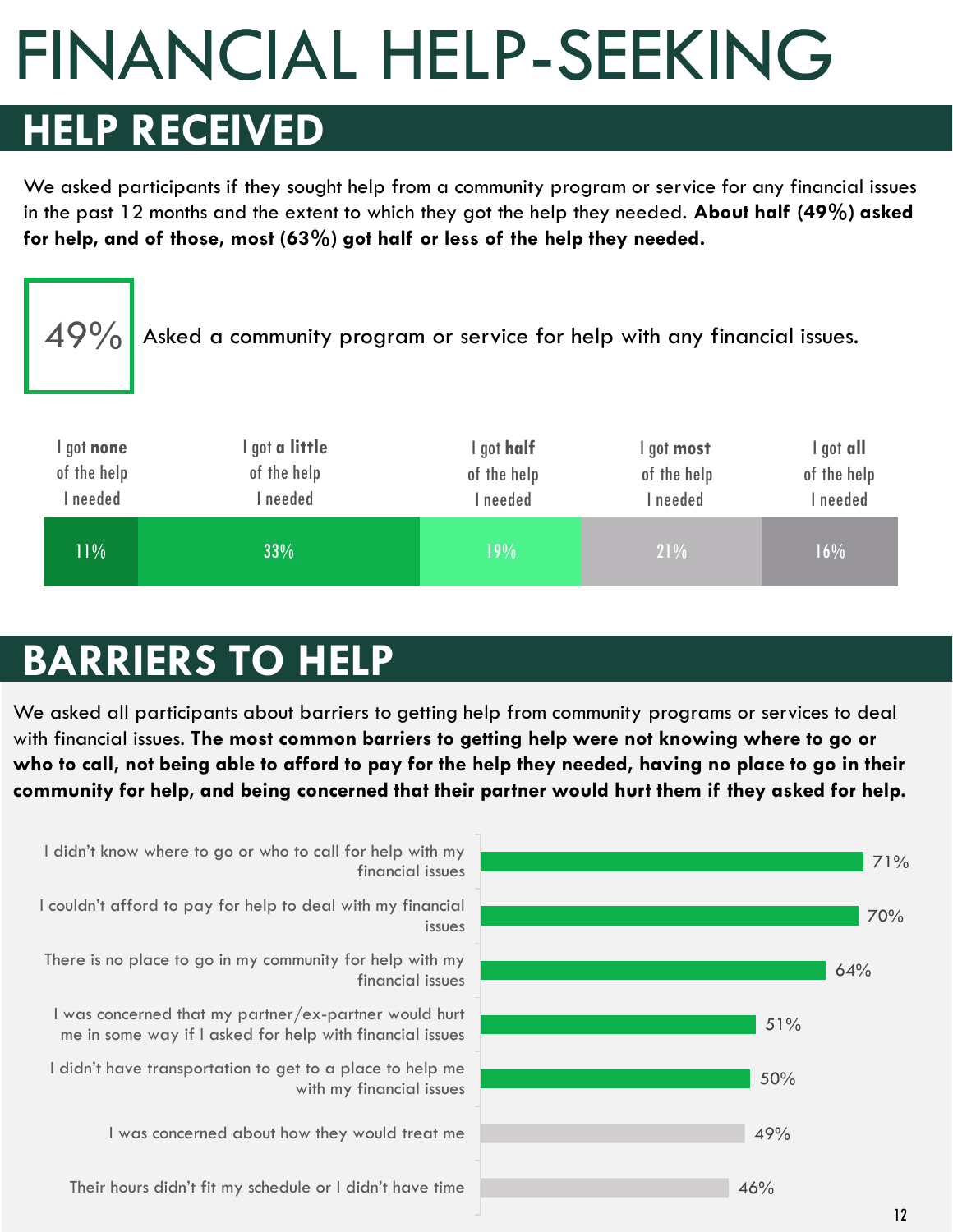# FINANCIAL HELP-SEEKING

## HELP RECEIVED

We asked participants if they sought help from a community program or service for any financial issues in the past 12 months and the extent to which they got the help they needed. **About half (49%) asked for help, and of those, most (63%) got half or less of the help they needed.**

**49%** Asked a community program or service for help with any financial issues.

| I got **none** of the help I needed | I got **a little** of the help I needed | I got **half** of the help I needed | I got **most** of the help I needed | I got **all** of the help I needed |
|---|---|---|---|---|
| 11% | 33% | 19% | 21% | 16% |

## BARRIERS TO HELP

We asked all participants about barriers to getting help from community programs or services to deal with financial issues. **The most common barriers to getting help were not knowing where to go or who to call, not being able to afford to pay for the help they needed, having no place to go in their community for help, and being concerned that their partner would hurt them if they asked for help.**

| Barrier | % |
|---|---|
| I didn't know where to go or who to call for help with my financial issues | 71% |
| I couldn't afford to pay for help to deal with my financial issues | 70% |
| There is no place to go in my community for help with my financial issues | 64% |
| I was concerned that my partner/ex-partner would hurt me in some way if I asked for help with financial issues | 51% |
| I didn't have transportation to get to a place to help me with my financial issues | 50% |
| I was concerned about how they would treat me | 49% |
| Their hours didn't fit my schedule or I didn't have time | 46% |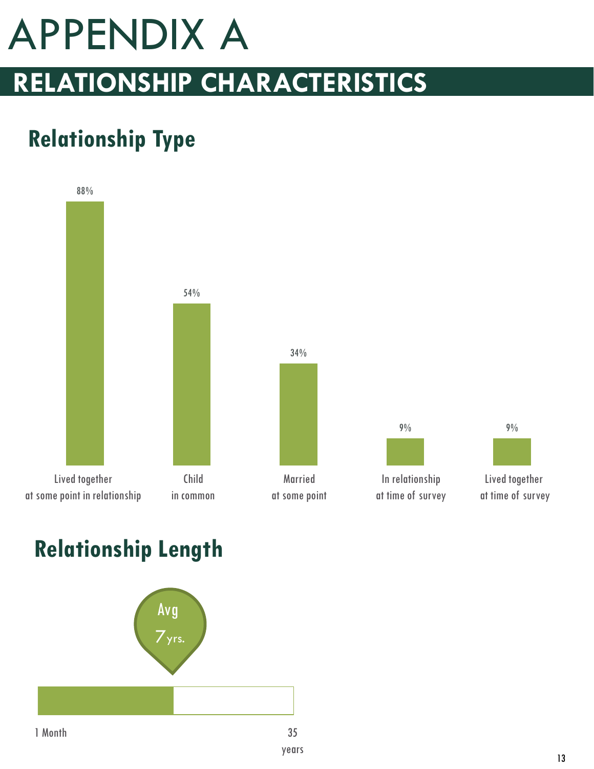# APPENDIX A

## RELATIONSHIP CHARACTERISTICS

### Relationship Type

| Category | Percentage |
|---|---|
| Lived together at some point in relationship | 88% |
| Child in common | 54% |
| Married at some point | 34% |
| In relationship at time of survey | 9% |
| Lived together at time of survey | 9% |

### Relationship Length

Avg 7 yrs.

1 Month — 35 years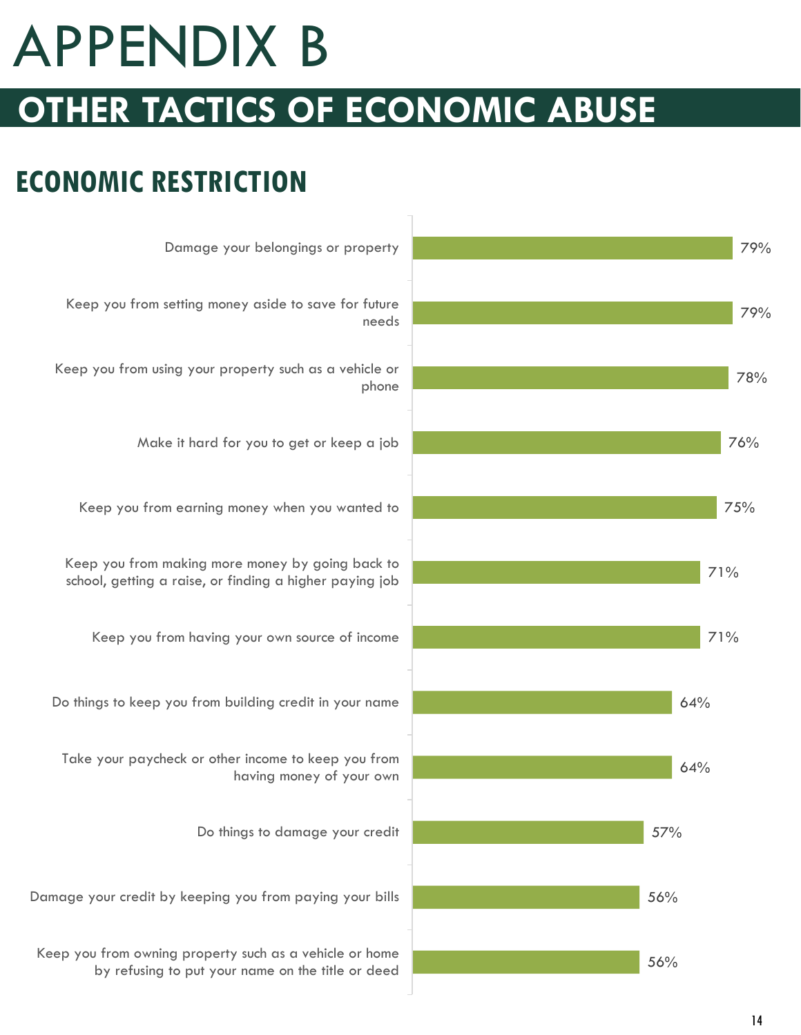# APPENDIX B

## OTHER TACTICS OF ECONOMIC ABUSE

### ECONOMIC RESTRICTION

| Tactic | Percentage |
|---|---|
| Damage your belongings or property | 79% |
| Keep you from setting money aside to save for future needs | 79% |
| Keep you from using your property such as a vehicle or phone | 78% |
| Make it hard for you to get or keep a job | 76% |
| Keep you from earning money when you wanted to | 75% |
| Keep you from making more money by going back to school, getting a raise, or finding a higher paying job | 71% |
| Keep you from having your own source of income | 71% |
| Do things to keep you from building credit in your name | 64% |
| Take your paycheck or other income to keep you from having money of your own | 64% |
| Do things to damage your credit | 57% |
| Damage your credit by keeping you from paying your bills | 56% |
| Keep you from owning property such as a vehicle or home by refusing to put your name on the title or deed | 56% |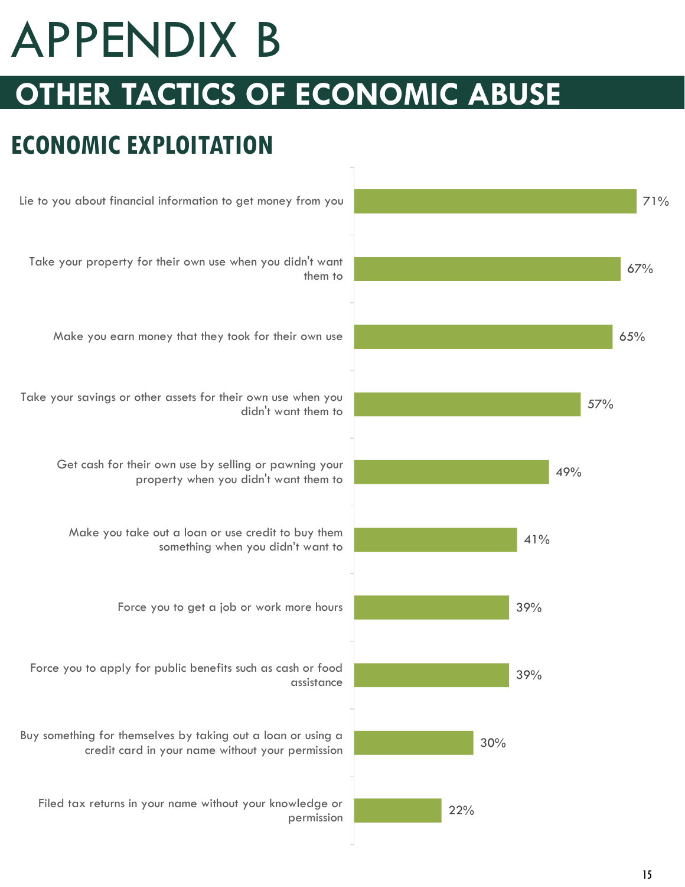# APPENDIX B

## OTHER TACTICS OF ECONOMIC ABUSE

### ECONOMIC EXPLOITATION

| Tactic | Percentage |
| --- | --- |
| Lie to you about financial information to get money from you | 71% |
| Take your property for their own use when you didn't want them to | 67% |
| Make you earn money that they took for their own use | 65% |
| Take your savings or other assets for their own use when you didn't want them to | 57% |
| Get cash for their own use by selling or pawning your property when you didn't want them to | 49% |
| Make you take out a loan or use credit to buy them something when you didn't want to | 41% |
| Force you to get a job or work more hours | 39% |
| Force you to apply for public benefits such as cash or food assistance | 39% |
| Buy something for themselves by taking out a loan or using a credit card in your name without your permission | 30% |
| Filed tax returns in your name without your knowledge or permission | 22% |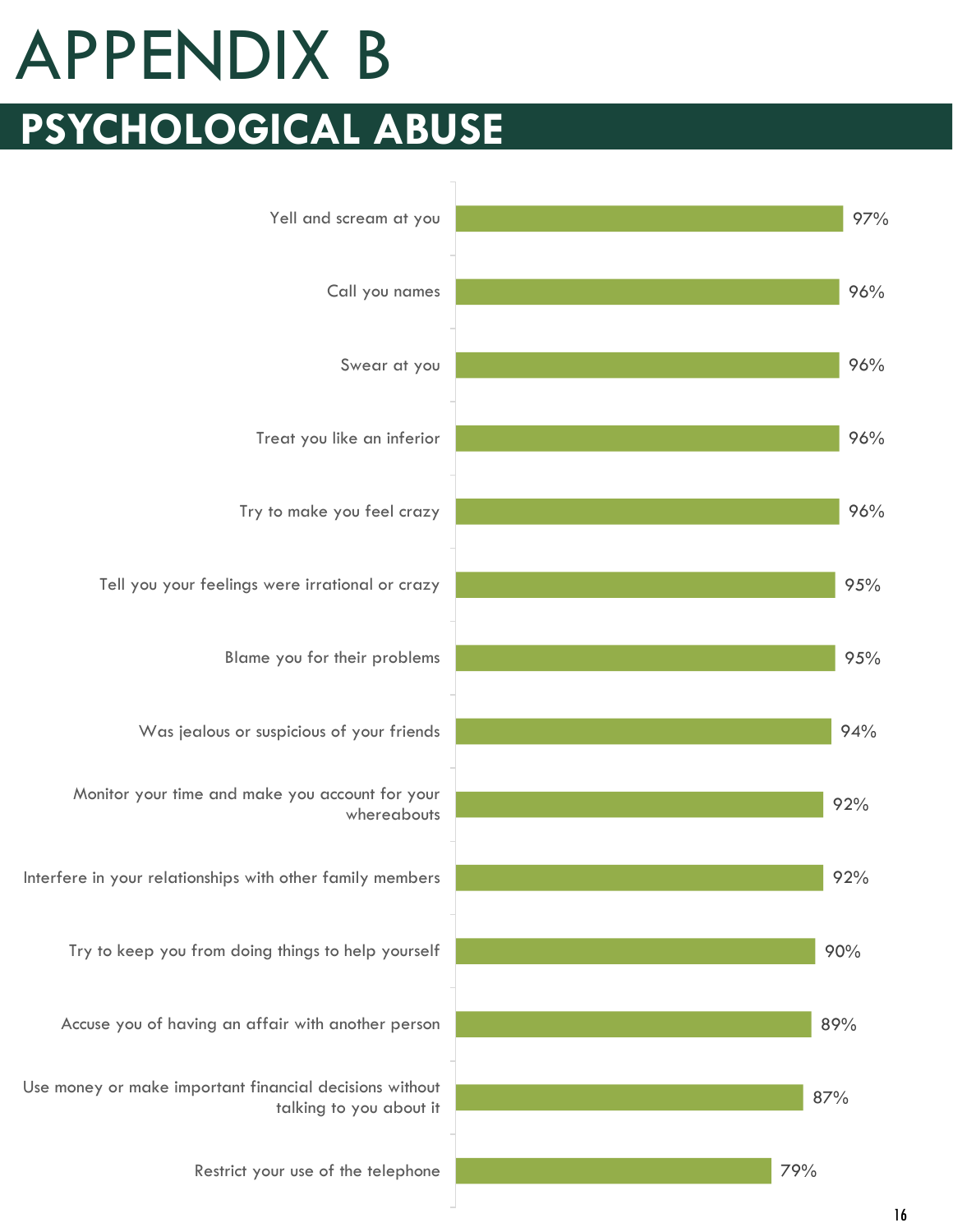# APPENDIX B

## PSYCHOLOGICAL ABUSE

| Behavior | Percentage |
|---|---|
| Yell and scream at you | 97% |
| Call you names | 96% |
| Swear at you | 96% |
| Treat you like an inferior | 96% |
| Try to make you feel crazy | 96% |
| Tell you your feelings were irrational or crazy | 95% |
| Blame you for their problems | 95% |
| Was jealous or suspicious of your friends | 94% |
| Monitor your time and make you account for your whereabouts | 92% |
| Interfere in your relationships with other family members | 92% |
| Try to keep you from doing things to help yourself | 90% |
| Accuse you of having an affair with another person | 89% |
| Use money or make important financial decisions without talking to you about it | 87% |
| Restrict your use of the telephone | 79% |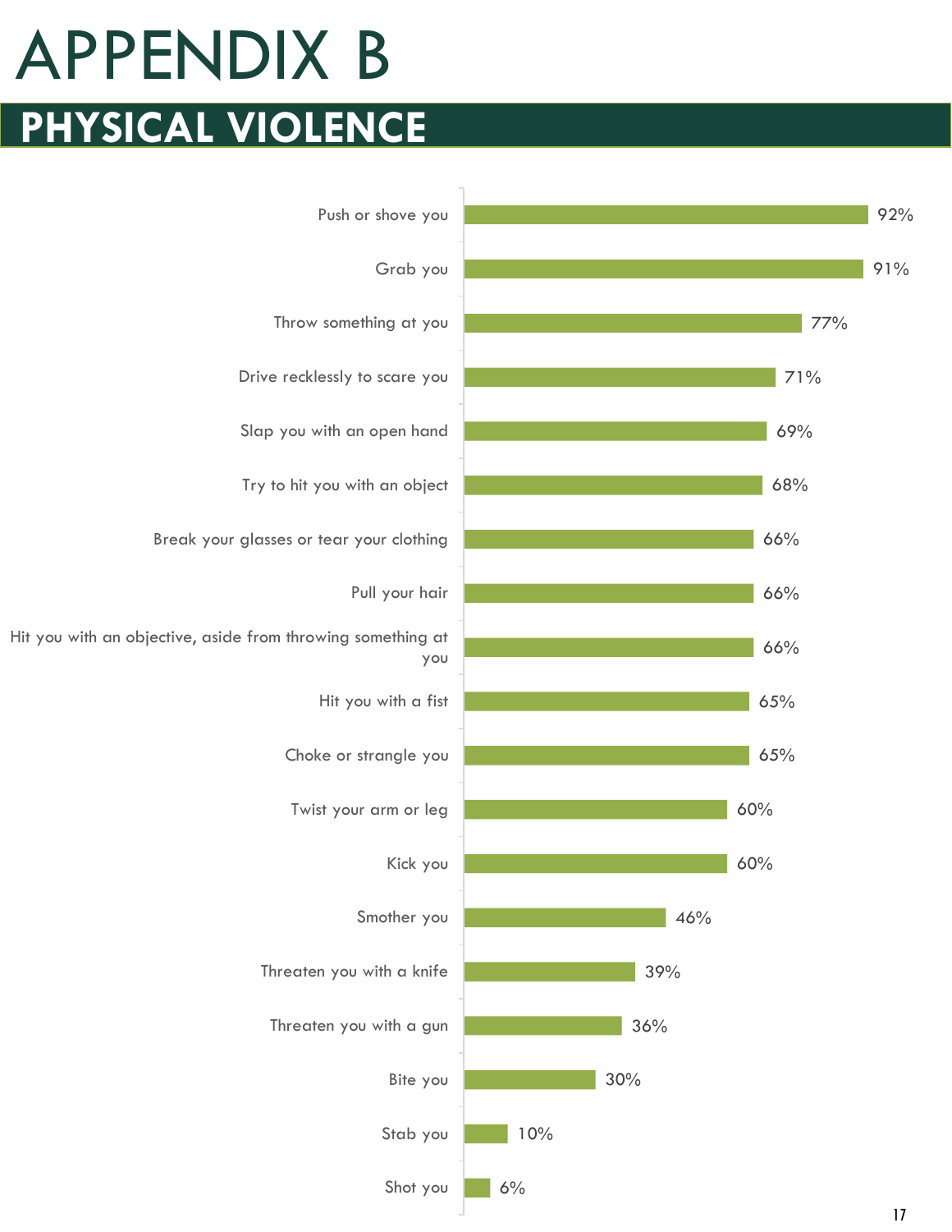# APPENDIX B

## PHYSICAL VIOLENCE

| Item | Percentage |
|---|---|
| Push or shove you | 92% |
| Grab you | 91% |
| Throw something at you | 77% |
| Drive recklessly to scare you | 71% |
| Slap you with an open hand | 69% |
| Try to hit you with an object | 68% |
| Break your glasses or tear your clothing | 66% |
| Pull your hair | 66% |
| Hit you with an objective, aside from throwing something at you | 66% |
| Hit you with a fist | 65% |
| Choke or strangle you | 65% |
| Twist your arm or leg | 60% |
| Kick you | 60% |
| Smother you | 46% |
| Threaten you with a knife | 39% |
| Threaten you with a gun | 36% |
| Bite you | 30% |
| Stab you | 10% |
| Shot you | 6% |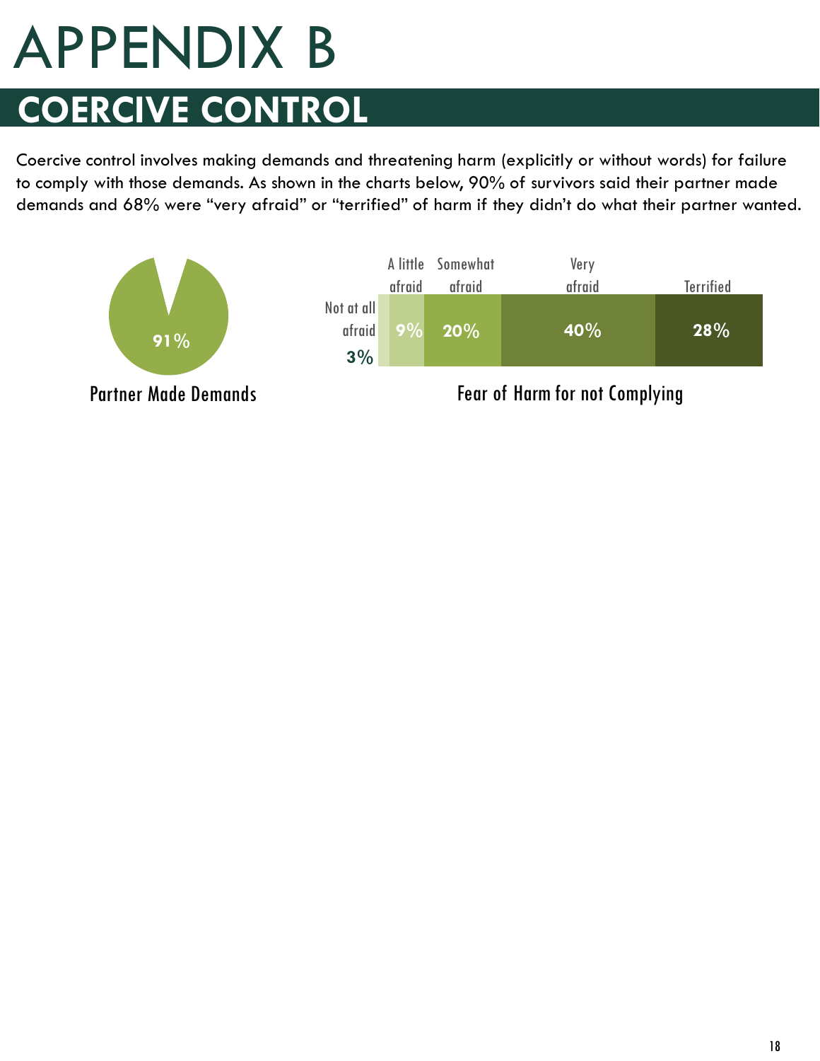# APPENDIX B

## COERCIVE CONTROL

Coercive control involves making demands and threatening harm (explicitly or without words) for failure to comply with those demands. As shown in the charts below, 90% of survivors said their partner made demands and 68% were "very afraid" or "terrified" of harm if they didn't do what their partner wanted.

91%

Partner Made Demands

| Not at all afraid | A little afraid | Somewhat afraid | Very afraid | Terrified |
|---|---|---|---|---|
| 3% | 9% | 20% | 40% | 28% |

Fear of Harm for not Complying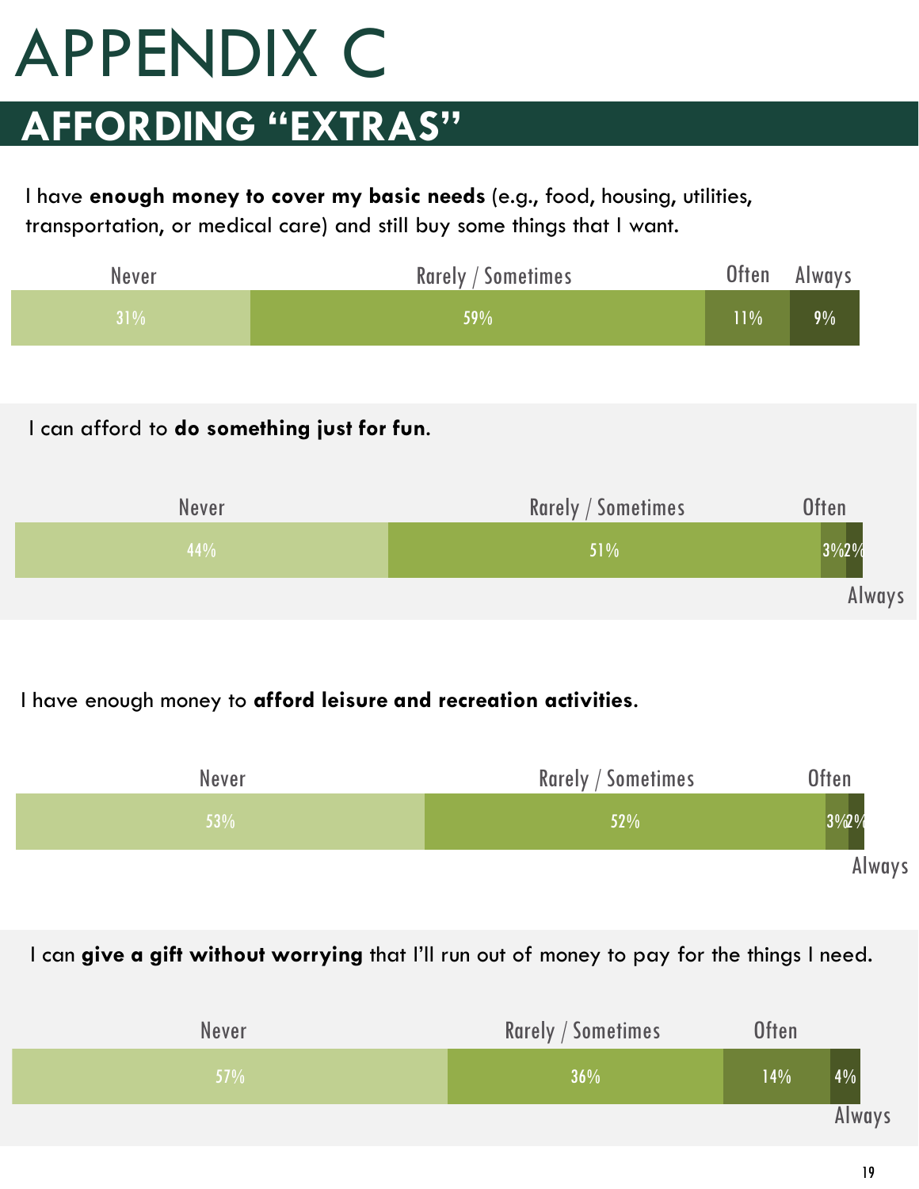# APPENDIX C

## AFFORDING "EXTRAS"

I have **enough money to cover my basic needs** (e.g., food, housing, utilities, transportation, or medical care) and still buy some things that I want.

| Never | Rarely / Sometimes | Often | Always |
|---|---|---|---|
| 31% | 59% | 11% | 9% |

I can afford to **do something just for fun**.

| Never | Rarely / Sometimes | Often | Always |
|---|---|---|---|
| 44% | 51% | 3% | 2% |

I have enough money to **afford leisure and recreation activities**.

| Never | Rarely / Sometimes | Often | Always |
|---|---|---|---|
| 53% | 52% | 3% | 2% |

I can **give a gift without worrying** that I'll run out of money to pay for the things I need.

| Never | Rarely / Sometimes | Often | Always |
|---|---|---|---|
| 57% | 36% | 14% | 4% |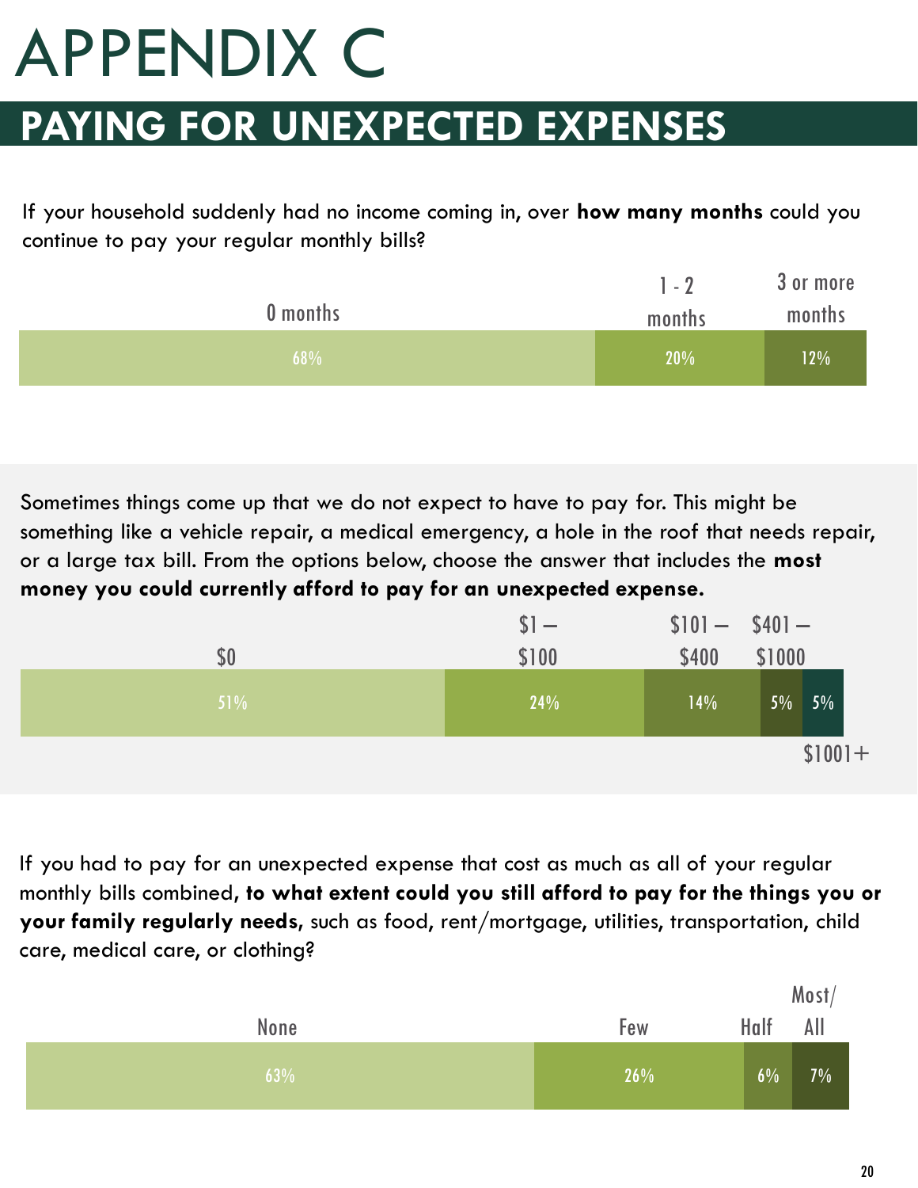# APPENDIX C

## PAYING FOR UNEXPECTED EXPENSES

If your household suddenly had no income coming in, over **how many months** could you continue to pay your regular monthly bills?

| 0 months | 1 - 2 months | 3 or more months |
|---|---|---|
| 68% | 20% | 12% |

Sometimes things come up that we do not expect to have to pay for. This might be something like a vehicle repair, a medical emergency, a hole in the roof that needs repair, or a large tax bill. From the options below, choose the answer that includes the **most money you could currently afford to pay for an unexpected expense.**

| $0 | $1 – $100 | $101 – $400 | $401 – $1000 | $1001+ |
|---|---|---|---|---|
| 51% | 24% | 14% | 5% | 5% |

If you had to pay for an unexpected expense that cost as much as all of your regular monthly bills combined, **to what extent could you still afford to pay for the things you or your family regularly needs,** such as food, rent/mortgage, utilities, transportation, child care, medical care, or clothing?

| None | Few | Half | Most/All |
|---|---|---|---|
| 63% | 26% | 6% | 7% |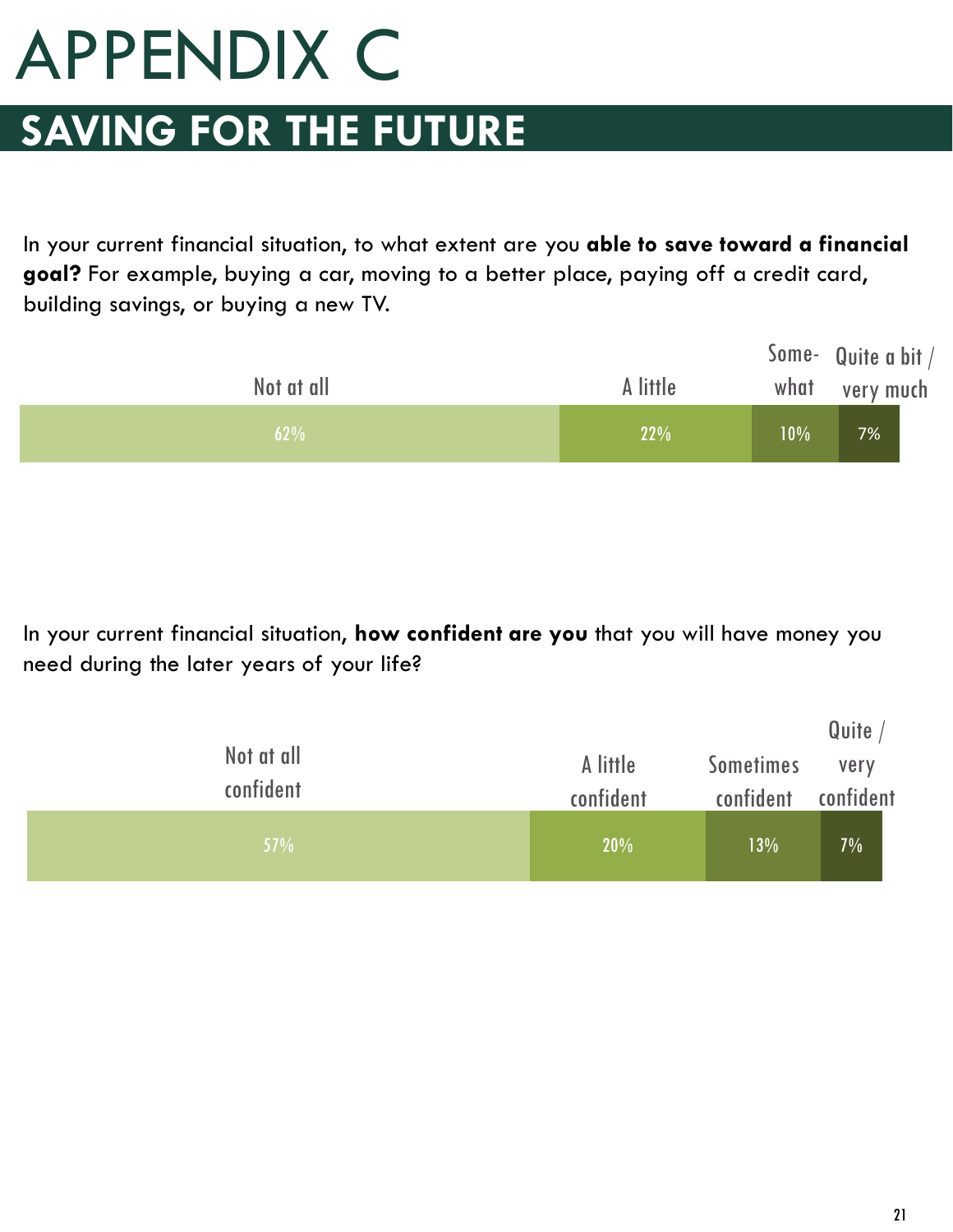# APPENDIX C

## SAVING FOR THE FUTURE

In your current financial situation, to what extent are you **able to save toward a financial goal?** For example, buying a car, moving to a better place, paying off a credit card, building savings, or buying a new TV.

Not at all
A little
Some-what
Quite a bit / very much
62%
22%
10%
7%

In your current financial situation, **how confident are you** that you will have money you need during the later years of your life?

Not at all confident
A little confident
Sometimes confident
Quite / very confident
57%
20%
13%
7%